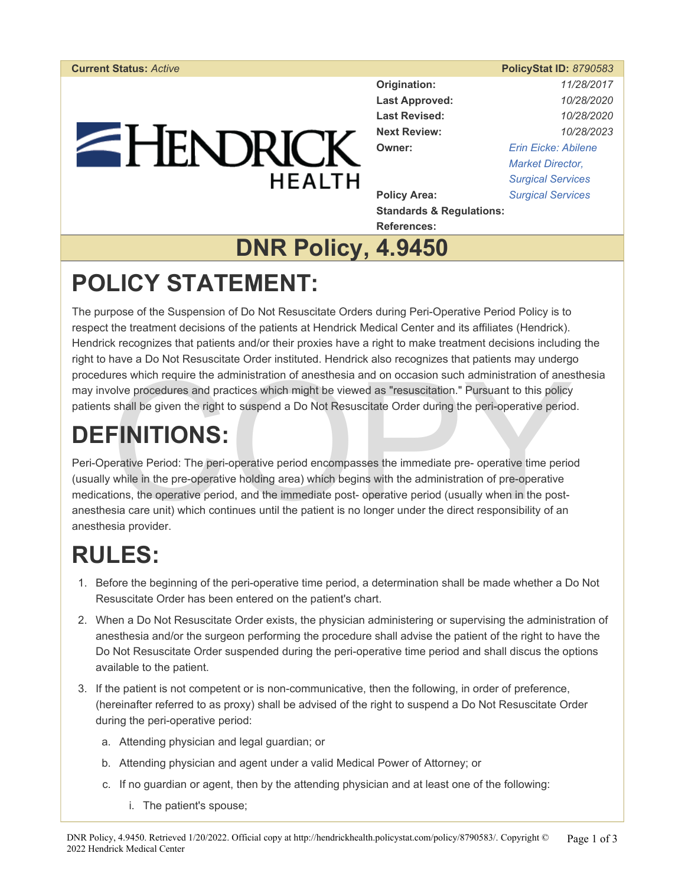**Current Status:** *Active* **PolicyStat ID:** *8790583*

| | |
|---|---|
| **Origination:** | *11/28/2017* |
| **Last Approved:** | *10/28/2020* |
| **Last Revised:** | *10/28/2020* |
| **Next Review:** | *10/28/2023* |
| **Owner:** | *Erin Eicke: Abilene Market Director, Surgical Services* |
| **Policy Area:** | *Surgical Services* |
| **Standards & Regulations:** | |
| **References:** | |

# DNR Policy, 4.9450

## POLICY STATEMENT:

The purpose of the Suspension of Do Not Resuscitate Orders during Peri-Operative Period Policy is to respect the treatment decisions of the patients at Hendrick Medical Center and its affiliates (Hendrick). Hendrick recognizes that patients and/or their proxies have a right to make treatment decisions including the right to have a Do Not Resuscitate Order instituted. Hendrick also recognizes that patients may undergo procedures which require the administration of anesthesia and on occasion such administration of anesthesia may involve procedures and practices which might be viewed as "resuscitation." Pursuant to this policy patients shall be given the right to suspend a Do Not Resuscitate Order during the peri-operative period.

## DEFINITIONS:

Peri-Operative Period: The peri-operative period encompasses the immediate pre- operative time period (usually while in the pre-operative holding area) which begins with the administration of pre-operative medications, the operative period, and the immediate post- operative period (usually when in the post-anesthesia care unit) which continues until the patient is no longer under the direct responsibility of an anesthesia provider.

## RULES:

1. Before the beginning of the peri-operative time period, a determination shall be made whether a Do Not Resuscitate Order has been entered on the patient's chart.
2. When a Do Not Resuscitate Order exists, the physician administering or supervising the administration of anesthesia and/or the surgeon performing the procedure shall advise the patient of the right to have the Do Not Resuscitate Order suspended during the peri-operative time period and shall discus the options available to the patient.
3. If the patient is not competent or is non-communicative, then the following, in order of preference, (hereinafter referred to as proxy) shall be advised of the right to suspend a Do Not Resuscitate Order during the peri-operative period:
   a. Attending physician and legal guardian; or
   b. Attending physician and agent under a valid Medical Power of Attorney; or
   c. If no guardian or agent, then by the attending physician and at least one of the following:
      i. The patient's spouse;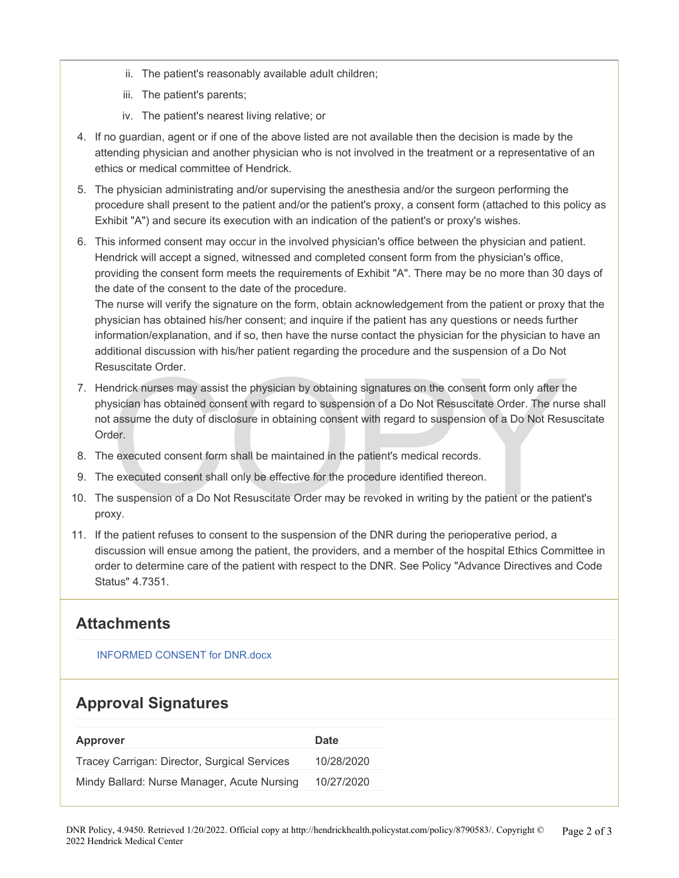ii. The patient's reasonably available adult children;

   iii. The patient's parents;

   iv. The patient's nearest living relative; or

4. If no guardian, agent or if one of the above listed are not available then the decision is made by the attending physician and another physician who is not involved in the treatment or a representative of an ethics or medical committee of Hendrick.
5. The physician administrating and/or supervising the anesthesia and/or the surgeon performing the procedure shall present to the patient and/or the patient's proxy, a consent form (attached to this policy as Exhibit "A") and secure its execution with an indication of the patient's or proxy's wishes.
6. This informed consent may occur in the involved physician's office between the physician and patient. Hendrick will accept a signed, witnessed and completed consent form from the physician's office, providing the consent form meets the requirements of Exhibit "A". There may be no more than 30 days of the date of the consent to the date of the procedure.
   The nurse will verify the signature on the form, obtain acknowledgement from the patient or proxy that the physician has obtained his/her consent; and inquire if the patient has any questions or needs further information/explanation, and if so, then have the nurse contact the physician for the physician to have an additional discussion with his/her patient regarding the procedure and the suspension of a Do Not Resuscitate Order.
7. Hendrick nurses may assist the physician by obtaining signatures on the consent form only after the physician has obtained consent with regard to suspension of a Do Not Resuscitate Order. The nurse shall not assume the duty of disclosure in obtaining consent with regard to suspension of a Do Not Resuscitate Order.
8. The executed consent form shall be maintained in the patient's medical records.
9. The executed consent shall only be effective for the procedure identified thereon.
10. The suspension of a Do Not Resuscitate Order may be revoked in writing by the patient or the patient's proxy.
11. If the patient refuses to consent to the suspension of the DNR during the perioperative period, a discussion will ensue among the patient, the providers, and a member of the hospital Ethics Committee in order to determine care of the patient with respect to the DNR. See Policy "Advance Directives and Code Status" 4.7351.

## Attachments

INFORMED CONSENT for DNR.docx

## Approval Signatures

| Approver | Date |
|---|---|
| Tracey Carrigan: Director, Surgical Services | 10/28/2020 |
| Mindy Ballard: Nurse Manager, Acute Nursing | 10/27/2020 |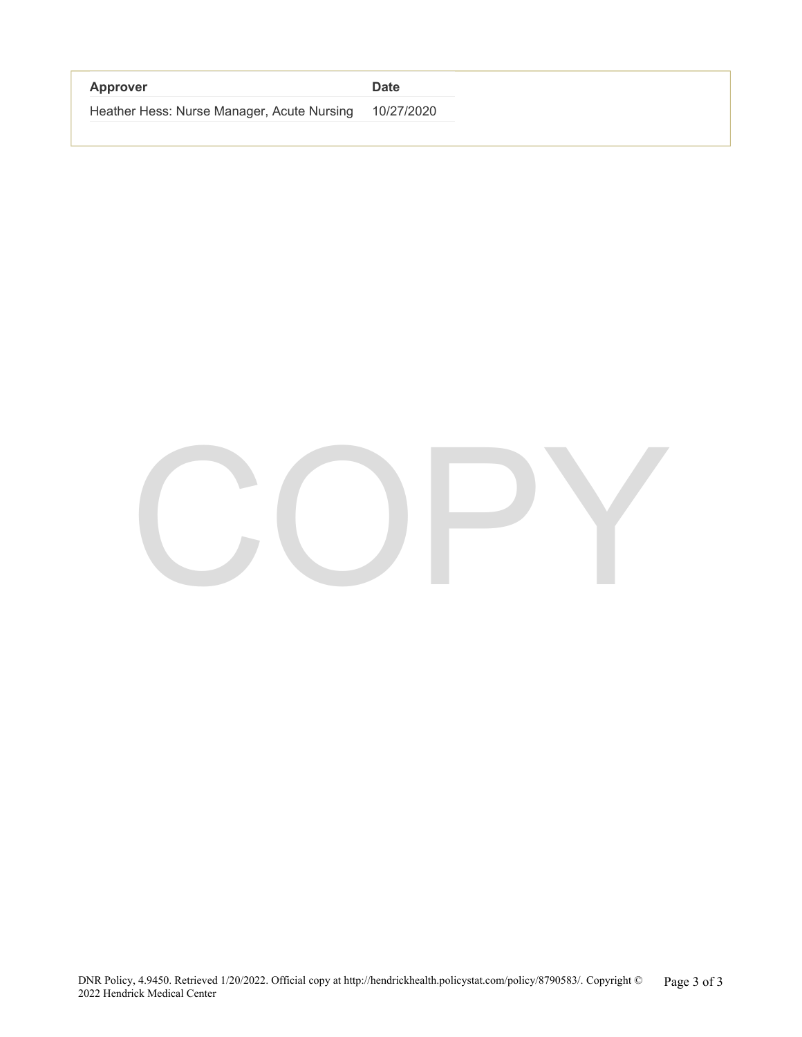| Approver | Date |
| --- | --- |
| Heather Hess: Nurse Manager, Acute Nursing | 10/27/2020 |